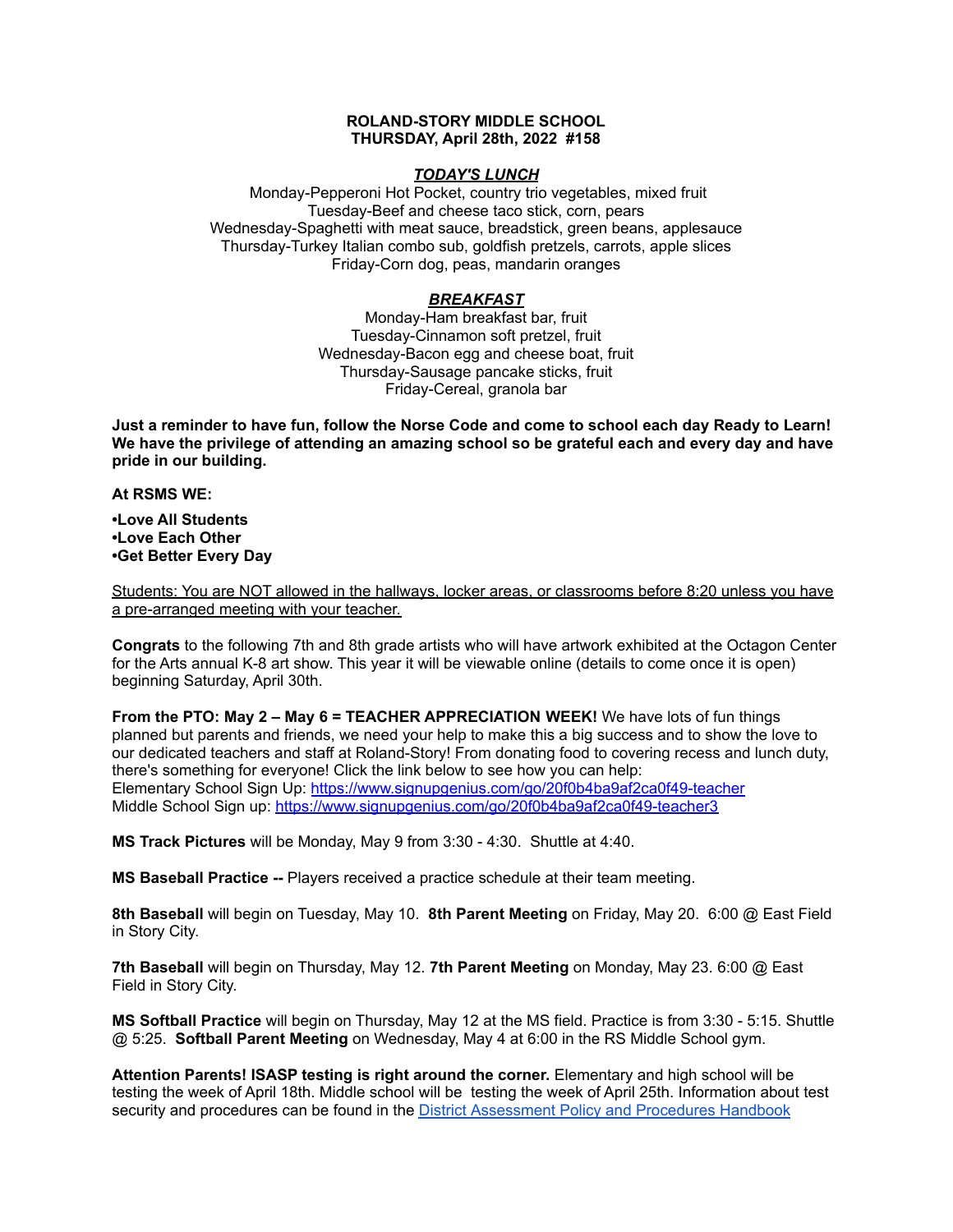**ROLAND-STORY MIDDLE SCHOOL**
**THURSDAY, April 28th, 2022 #158**

***TODAY'S LUNCH***

Monday-Pepperoni Hot Pocket, country trio vegetables, mixed fruit
Tuesday-Beef and cheese taco stick, corn, pears
Wednesday-Spaghetti with meat sauce, breadstick, green beans, applesauce
Thursday-Turkey Italian combo sub, goldfish pretzels, carrots, apple slices
Friday-Corn dog, peas, mandarin oranges

***BREAKFAST***

Monday-Ham breakfast bar, fruit
Tuesday-Cinnamon soft pretzel, fruit
Wednesday-Bacon egg and cheese boat, fruit
Thursday-Sausage pancake sticks, fruit
Friday-Cereal, granola bar

**Just a reminder to have fun, follow the Norse Code and come to school each day Ready to Learn! We have the privilege of attending an amazing school so be grateful each and every day and have pride in our building.**

**At RSMS WE:**

**•Love All Students**
**•Love Each Other**
**•Get Better Every Day**

Students: You are NOT allowed in the hallways, locker areas, or classrooms before 8:20 unless you have a pre-arranged meeting with your teacher.

**Congrats** to the following 7th and 8th grade artists who will have artwork exhibited at the Octagon Center for the Arts annual K-8 art show. This year it will be viewable online (details to come once it is open) beginning Saturday, April 30th.

**From the PTO: May 2 – May 6 = TEACHER APPRECIATION WEEK!** We have lots of fun things planned but parents and friends, we need your help to make this a big success and to show the love to our dedicated teachers and staff at Roland-Story! From donating food to covering recess and lunch duty, there's something for everyone! Click the link below to see how you can help:
Elementary School Sign Up: https://www.signupgenius.com/go/20f0b4ba9af2ca0f49-teacher
Middle School Sign up: https://www.signupgenius.com/go/20f0b4ba9af2ca0f49-teacher3

**MS Track Pictures** will be Monday, May 9 from 3:30 - 4:30. Shuttle at 4:40.

**MS Baseball Practice --** Players received a practice schedule at their team meeting.

**8th Baseball** will begin on Tuesday, May 10. **8th Parent Meeting** on Friday, May 20. 6:00 @ East Field in Story City.

**7th Baseball** will begin on Thursday, May 12. **7th Parent Meeting** on Monday, May 23. 6:00 @ East Field in Story City.

**MS Softball Practice** will begin on Thursday, May 12 at the MS field. Practice is from 3:30 - 5:15. Shuttle @ 5:25. **Softball Parent Meeting** on Wednesday, May 4 at 6:00 in the RS Middle School gym.

**Attention Parents! ISASP testing is right around the corner.** Elementary and high school will be testing the week of April 18th. Middle school will be testing the week of April 25th. Information about test security and procedures can be found in the District Assessment Policy and Procedures Handbook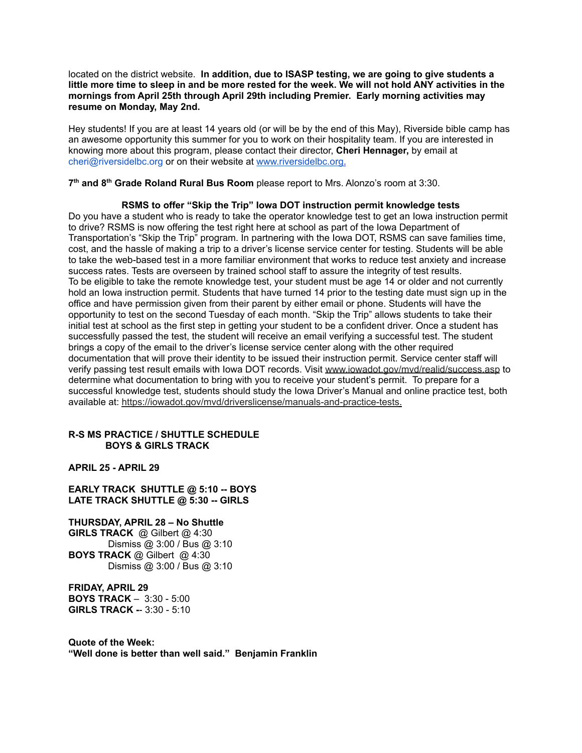located on the district website. **In addition, due to ISASP testing, we are going to give students a little more time to sleep in and be more rested for the week. We will not hold ANY activities in the mornings from April 25th through April 29th including Premier. Early morning activities may resume on Monday, May 2nd.**

Hey students! If you are at least 14 years old (or will be by the end of this May), Riverside bible camp has an awesome opportunity this summer for you to work on their hospitality team. If you are interested in knowing more about this program, please contact their director, **Cheri Hennager,** by email at cheri@riversidelbc.org or on their website at www.riversidelbc.org.

**7th and 8th Grade Roland Rural Bus Room** please report to Mrs. Alonzo's room at 3:30.

**RSMS to offer "Skip the Trip" Iowa DOT instruction permit knowledge tests**

Do you have a student who is ready to take the operator knowledge test to get an Iowa instruction permit to drive? RSMS is now offering the test right here at school as part of the Iowa Department of Transportation's "Skip the Trip" program. In partnering with the Iowa DOT, RSMS can save families time, cost, and the hassle of making a trip to a driver's license service center for testing. Students will be able to take the web-based test in a more familiar environment that works to reduce test anxiety and increase success rates. Tests are overseen by trained school staff to assure the integrity of test results.
To be eligible to take the remote knowledge test, your student must be age 14 or older and not currently hold an Iowa instruction permit. Students that have turned 14 prior to the testing date must sign up in the office and have permission given from their parent by either email or phone. Students will have the opportunity to test on the second Tuesday of each month. "Skip the Trip" allows students to take their initial test at school as the first step in getting your student to be a confident driver. Once a student has successfully passed the test, the student will receive an email verifying a successful test. The student brings a copy of the email to the driver's license service center along with the other required documentation that will prove their identity to be issued their instruction permit. Service center staff will verify passing test result emails with Iowa DOT records. Visit www.iowadot.gov/mvd/realid/success.asp to determine what documentation to bring with you to receive your student's permit. To prepare for a successful knowledge test, students should study the Iowa Driver's Manual and online practice test, both available at: https://iowadot.gov/mvd/driverslicense/manuals-and-practice-tests.

**R-S MS PRACTICE / SHUTTLE SCHEDULE**
**BOYS & GIRLS TRACK**

**APRIL 25 - APRIL 29**

**EARLY TRACK SHUTTLE @ 5:10 -- BOYS**
**LATE TRACK SHUTTLE @ 5:30 -- GIRLS**

**THURSDAY, APRIL 28 – No Shuttle**
**GIRLS TRACK** @ Gilbert @ 4:30
Dismiss @ 3:00 / Bus @ 3:10
**BOYS TRACK** @ Gilbert @ 4:30
Dismiss @ 3:00 / Bus @ 3:10

**FRIDAY, APRIL 29**
**BOYS TRACK** – 3:30 - 5:00
**GIRLS TRACK --** 3:30 - 5:10

**Quote of the Week:**
**"Well done is better than well said." Benjamin Franklin**